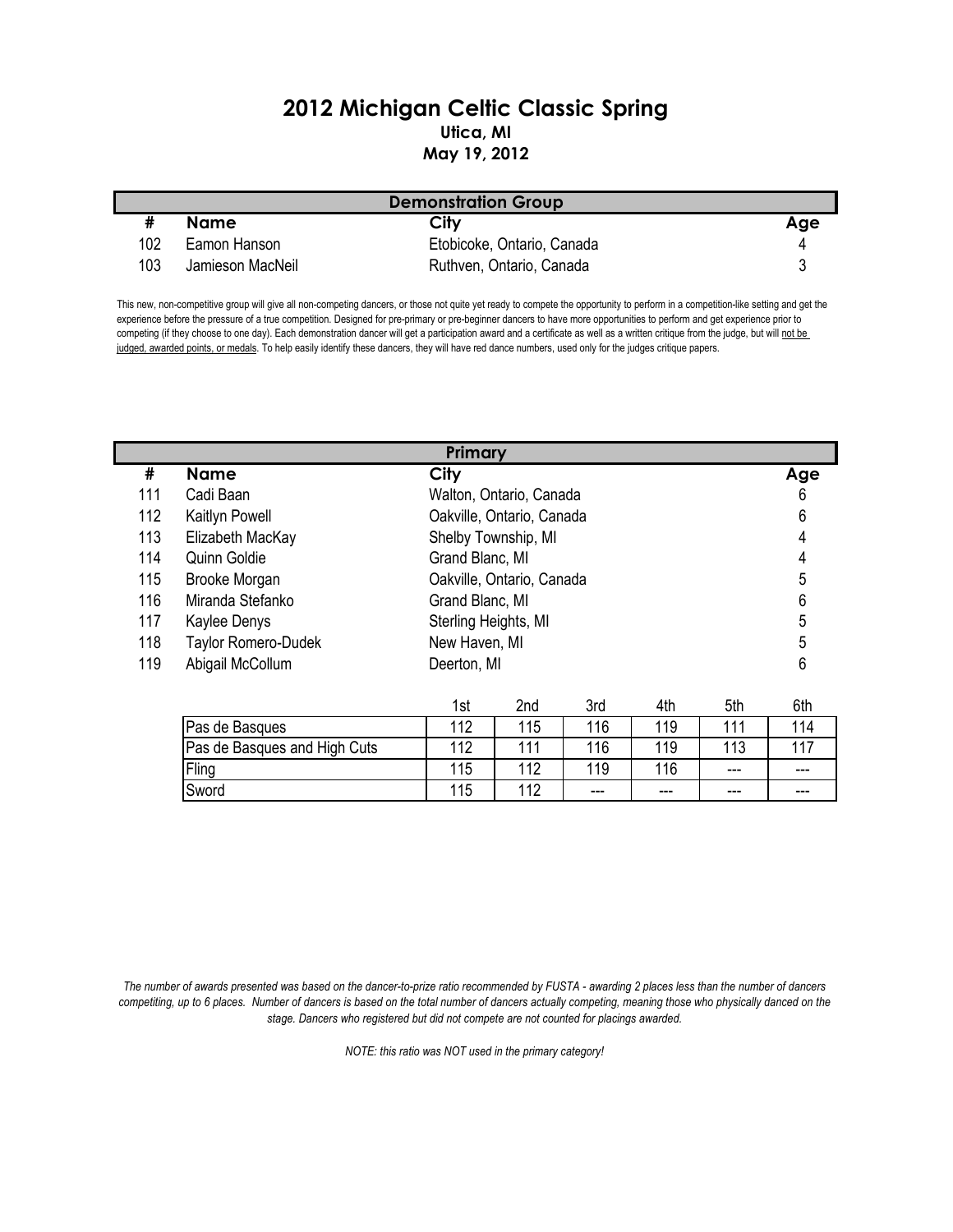# 2012 Michigan Celtic Classic Spring

**Utica, MI**

**May 19, 2012**

## Demonstration Group

| # | Name | City | Age |
|---|---|---|---|
| 102 | Eamon Hanson | Etobicoke, Ontario, Canada | 4 |
| 103 | Jamieson MacNeil | Ruthven, Ontario, Canada | 3 |

This new, non-competitive group will give all non-competing dancers, or those not quite yet ready to compete the opportunity to perform in a competition-like setting and get the experience before the pressure of a true competition. Designed for pre-primary or pre-beginner dancers to have more opportunities to perform and get experience prior to competing (if they choose to one day). Each demonstration dancer will get a participation award and a certificate as well as a written critique from the judge, but will not be judged, awarded points, or medals. To help easily identify these dancers, they will have red dance numbers, used only for the judges critique papers.

## Primary

| # | Name | City | Age |
|---|---|---|---|
| 111 | Cadi Baan | Walton, Ontario, Canada | 6 |
| 112 | Kaitlyn Powell | Oakville, Ontario, Canada | 6 |
| 113 | Elizabeth MacKay | Shelby Township, MI | 4 |
| 114 | Quinn Goldie | Grand Blanc, MI | 4 |
| 115 | Brooke Morgan | Oakville, Ontario, Canada | 5 |
| 116 | Miranda Stefanko | Grand Blanc, MI | 6 |
| 117 | Kaylee Denys | Sterling Heights, MI | 5 |
| 118 | Taylor Romero-Dudek | New Haven, MI | 5 |
| 119 | Abigail McCollum | Deerton, MI | 6 |

| | 1st | 2nd | 3rd | 4th | 5th | 6th |
|---|---|---|---|---|---|---|
| Pas de Basques | 112 | 115 | 116 | 119 | 111 | 114 |
| Pas de Basques and High Cuts | 112 | 111 | 116 | 119 | 113 | 117 |
| Fling | 115 | 112 | 119 | 116 | --- | --- |
| Sword | 115 | 112 | --- | --- | --- | --- |

*The number of awards presented was based on the dancer-to-prize ratio recommended by FUSTA - awarding 2 places less than the number of dancers competiting, up to 6 places. Number of dancers is based on the total number of dancers actually competing, meaning those who physically danced on the stage. Dancers who registered but did not compete are not counted for placings awarded.*

*NOTE: this ratio was NOT used in the primary category!*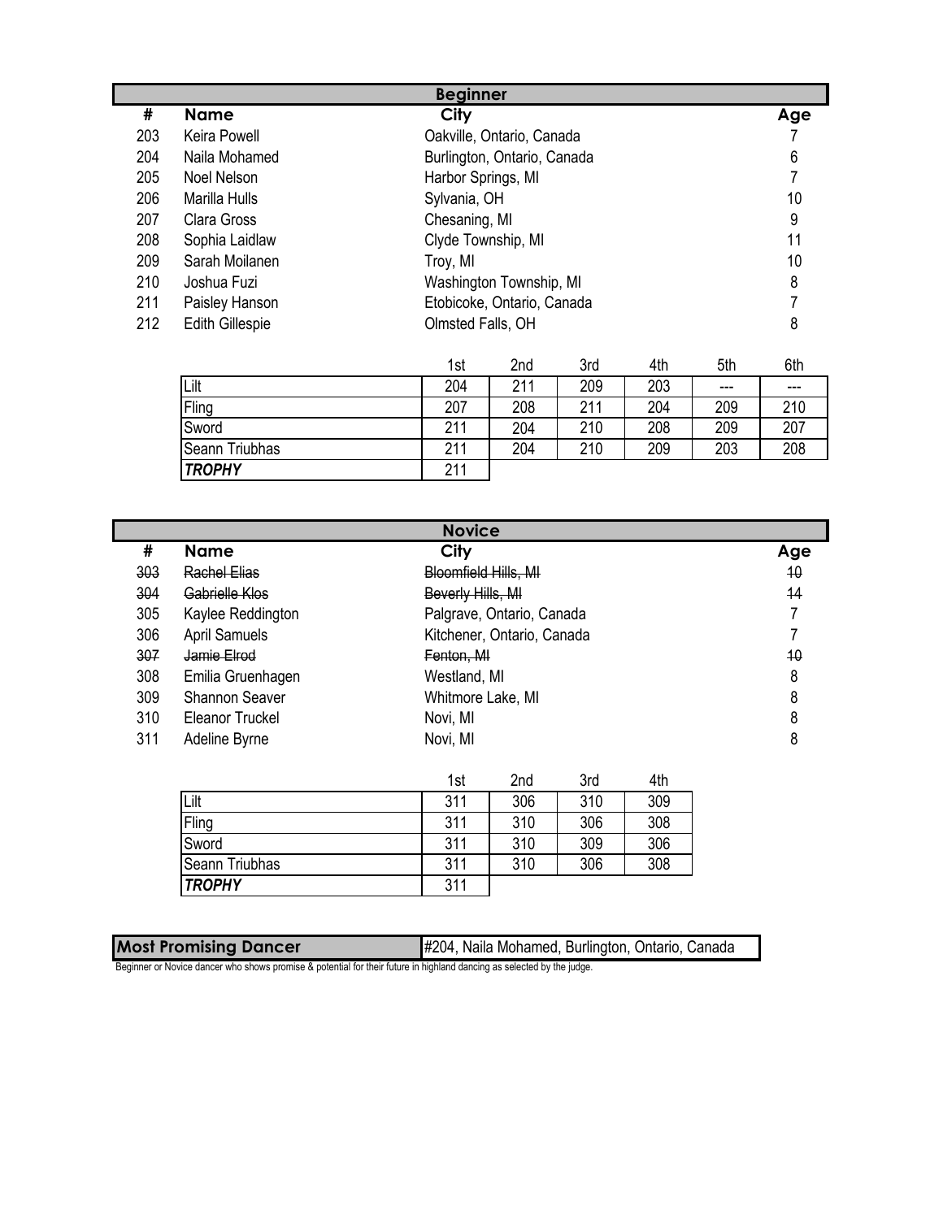## Beginner

| # | Name | City | Age |
|---|---|---|---|
| 203 | Keira Powell | Oakville, Ontario, Canada | 7 |
| 204 | Naila Mohamed | Burlington, Ontario, Canada | 6 |
| 205 | Noel Nelson | Harbor Springs, MI | 7 |
| 206 | Marilla Hulls | Sylvania, OH | 10 |
| 207 | Clara Gross | Chesaning, MI | 9 |
| 208 | Sophia Laidlaw | Clyde Township, MI | 11 |
| 209 | Sarah Moilanen | Troy, MI | 10 |
| 210 | Joshua Fuzi | Washington Township, MI | 8 |
| 211 | Paisley Hanson | Etobicoke, Ontario, Canada | 7 |
| 212 | Edith Gillespie | Olmsted Falls, OH | 8 |

| | 1st | 2nd | 3rd | 4th | 5th | 6th |
|---|---|---|---|---|---|---|
| Lilt | 204 | 211 | 209 | 203 | --- | --- |
| Fling | 207 | 208 | 211 | 204 | 209 | 210 |
| Sword | 211 | 204 | 210 | 208 | 209 | 207 |
| Seann Triubhas | 211 | 204 | 210 | 209 | 203 | 208 |
| ***TROPHY*** | 211 | | | | | |

## Novice

| # | Name | City | Age |
|---|---|---|---|
| ~~303~~ | ~~Rachel Elias~~ | ~~Bloomfield Hills, MI~~ | ~~10~~ |
| ~~304~~ | ~~Gabrielle Klos~~ | ~~Beverly Hills, MI~~ | ~~14~~ |
| 305 | Kaylee Reddington | Palgrave, Ontario, Canada | 7 |
| 306 | April Samuels | Kitchener, Ontario, Canada | 7 |
| ~~307~~ | ~~Jamie Elrod~~ | ~~Fenton, MI~~ | ~~10~~ |
| 308 | Emilia Gruenhagen | Westland, MI | 8 |
| 309 | Shannon Seaver | Whitmore Lake, MI | 8 |
| 310 | Eleanor Truckel | Novi, MI | 8 |
| 311 | Adeline Byrne | Novi, MI | 8 |

| | 1st | 2nd | 3rd | 4th |
|---|---|---|---|---|
| Lilt | 311 | 306 | 310 | 309 |
| Fling | 311 | 310 | 306 | 308 |
| Sword | 311 | 310 | 309 | 306 |
| Seann Triubhas | 311 | 310 | 306 | 308 |
| ***TROPHY*** | 311 | | | |

| **Most Promising Dancer** | #204, Naila Mohamed, Burlington, Ontario, Canada |
|---|---|

Beginner or Novice dancer who shows promise & potential for their future in highland dancing as selected by the judge.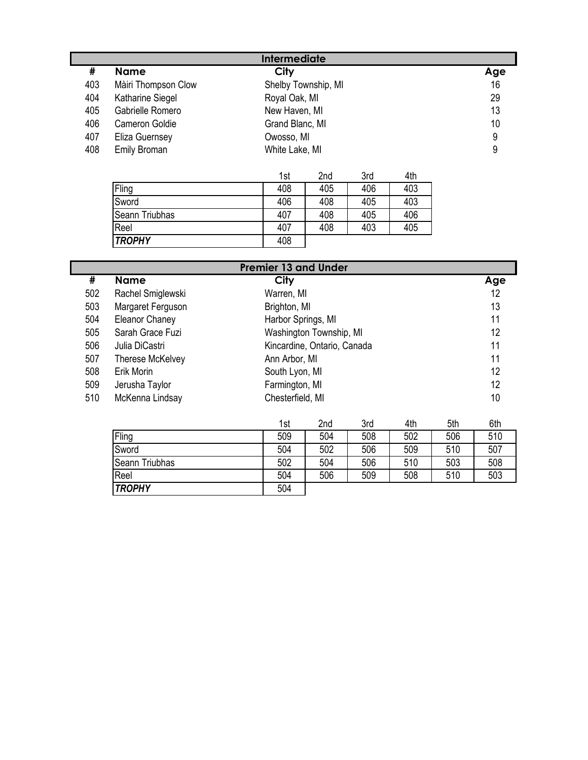## Intermediate

| # | Name | City | Age |
|---|---|---|---|
| 403 | Màiri Thompson Clow | Shelby Township, MI | 16 |
| 404 | Katharine Siegel | Royal Oak, MI | 29 |
| 405 | Gabrielle Romero | New Haven, MI | 13 |
| 406 | Cameron Goldie | Grand Blanc, MI | 10 |
| 407 | Eliza Guernsey | Owosso, MI | 9 |
| 408 | Emily Broman | White Lake, MI | 9 |

| | 1st | 2nd | 3rd | 4th |
|---|---|---|---|---|
| Fling | 408 | 405 | 406 | 403 |
| Sword | 406 | 408 | 405 | 403 |
| Seann Triubhas | 407 | 408 | 405 | 406 |
| Reel | 407 | 408 | 403 | 405 |
| ***TROPHY*** | 408 | | | |

## Premier 13 and Under

| # | Name | City | Age |
|---|---|---|---|
| 502 | Rachel Smiglewski | Warren, MI | 12 |
| 503 | Margaret Ferguson | Brighton, MI | 13 |
| 504 | Eleanor Chaney | Harbor Springs, MI | 11 |
| 505 | Sarah Grace Fuzi | Washington Township, MI | 12 |
| 506 | Julia DiCastri | Kincardine, Ontario, Canada | 11 |
| 507 | Therese McKelvey | Ann Arbor, MI | 11 |
| 508 | Erik Morin | South Lyon, MI | 12 |
| 509 | Jerusha Taylor | Farmington, MI | 12 |
| 510 | McKenna Lindsay | Chesterfield, MI | 10 |

| | 1st | 2nd | 3rd | 4th | 5th | 6th |
|---|---|---|---|---|---|---|
| Fling | 509 | 504 | 508 | 502 | 506 | 510 |
| Sword | 504 | 502 | 506 | 509 | 510 | 507 |
| Seann Triubhas | 502 | 504 | 506 | 510 | 503 | 508 |
| Reel | 504 | 506 | 509 | 508 | 510 | 503 |
| ***TROPHY*** | 504 | | | | | |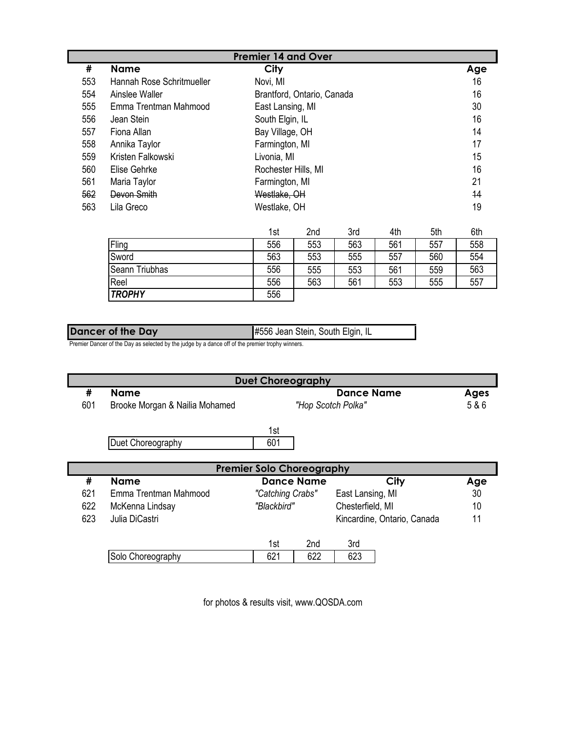## Premier 14 and Over

| # | Name | City | Age |
|---|---|---|---|
| 553 | Hannah Rose Schritmueller | Novi, MI | 16 |
| 554 | Ainslee Waller | Brantford, Ontario, Canada | 16 |
| 555 | Emma Trentman Mahmood | East Lansing, MI | 30 |
| 556 | Jean Stein | South Elgin, IL | 16 |
| 557 | Fiona Allan | Bay Village, OH | 14 |
| 558 | Annika Taylor | Farmington, MI | 17 |
| 559 | Kristen Falkowski | Livonia, MI | 15 |
| 560 | Elise Gehrke | Rochester Hills, MI | 16 |
| 561 | Maria Taylor | Farmington, MI | 21 |
| ~~562~~ | ~~Devon Smith~~ | ~~Westlake, OH~~ | ~~14~~ |
| 563 | Lila Greco | Westlake, OH | 19 |

| | 1st | 2nd | 3rd | 4th | 5th | 6th |
|---|---|---|---|---|---|---|
| Fling | 556 | 553 | 563 | 561 | 557 | 558 |
| Sword | 563 | 553 | 555 | 557 | 560 | 554 |
| Seann Triubhas | 556 | 555 | 553 | 561 | 559 | 563 |
| Reel | 556 | 563 | 561 | 553 | 555 | 557 |
| ***TROPHY*** | 556 | | | | | |

| **Dancer of the Day** | #556 Jean Stein, South Elgin, IL |
|---|---|

Premier Dancer of the Day as selected by the judge by a dance off of the premier trophy winners.

## Duet Choreography

| # | Name | Dance Name | Ages |
|---|---|---|---|
| 601 | Brooke Morgan & Nailia Mohamed | *"Hop Scotch Polka"* | 5 & 6 |

| | 1st |
|---|---|
| Duet Choreography | 601 |

## Premier Solo Choreography

| # | Name | Dance Name | City | Age |
|---|---|---|---|---|
| 621 | Emma Trentman Mahmood | *"Catching Crabs"* | East Lansing, MI | 30 |
| 622 | McKenna Lindsay | *"Blackbird"* | Chesterfield, MI | 10 |
| 623 | Julia DiCastri | | Kincardine, Ontario, Canada | 11 |

| | 1st | 2nd | 3rd |
|---|---|---|---|
| Solo Choreography | 621 | 622 | 623 |

for photos & results visit, www.QOSDA.com